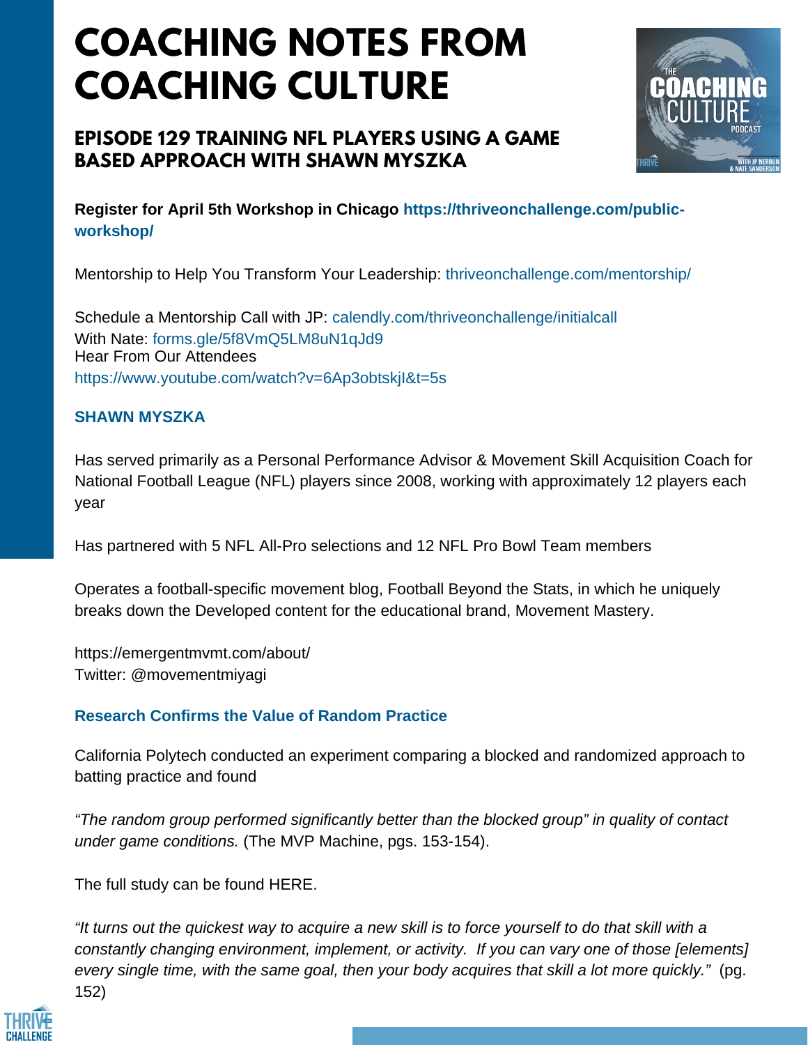# COACHING NOTES FROM COACHING CULTURE

## EPISODE 129 TRAINING NFL PLAYERS USING A GAME BASED APPROACH WITH SHAWN MYSZKA

**Register for April 5th Workshop in Chicago https://thriveonchallenge.com/public-workshop/**

Mentorship to Help You Transform Your Leadership: thriveonchallenge.com/mentorship/

Schedule a Mentorship Call with JP: calendly.com/thriveonchallenge/initialcall
With Nate: forms.gle/5f8VmQ5LM8uN1qJd9
Hear From Our Attendees
https://www.youtube.com/watch?v=6Ap3obtskjI&t=5s

### SHAWN MYSZKA

Has served primarily as a Personal Performance Advisor & Movement Skill Acquisition Coach for National Football League (NFL) players since 2008, working with approximately 12 players each year

Has partnered with 5 NFL All-Pro selections and 12 NFL Pro Bowl Team members

Operates a football-specific movement blog, Football Beyond the Stats, in which he uniquely breaks down the Developed content for the educational brand, Movement Mastery.

https://emergentmvmt.com/about/
Twitter: @movementmiyagi

### Research Confirms the Value of Random Practice

California Polytech conducted an experiment comparing a blocked and randomized approach to batting practice and found

*"The random group performed significantly better than the blocked group" in quality of contact under game conditions.* (The MVP Machine, pgs. 153-154).

The full study can be found HERE.

*"It turns out the quickest way to acquire a new skill is to force yourself to do that skill with a constantly changing environment, implement, or activity. If you can vary one of those [elements] every single time, with the same goal, then your body acquires that skill a lot more quickly."* (pg. 152)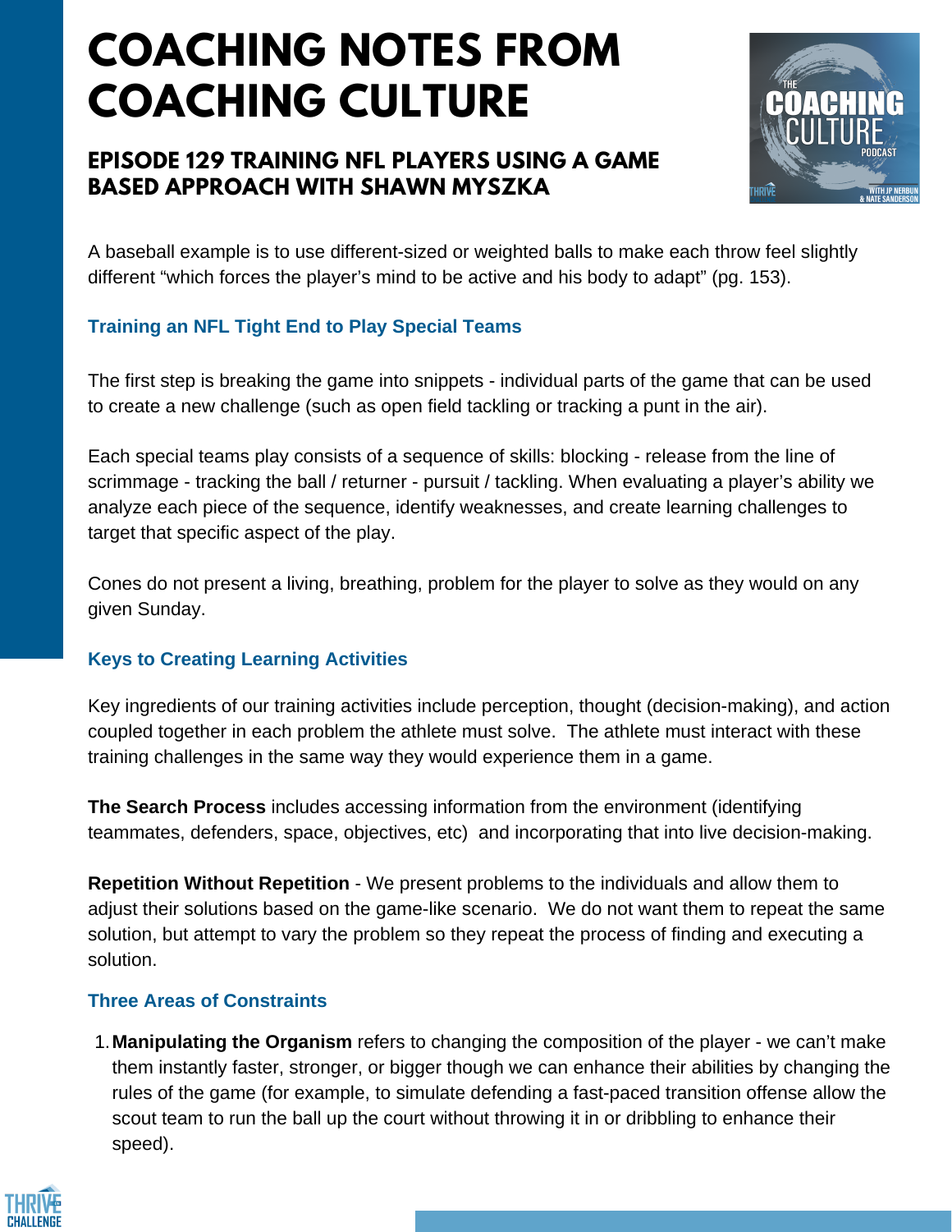# COACHING NOTES FROM COACHING CULTURE

## EPISODE 129 TRAINING NFL PLAYERS USING A GAME BASED APPROACH WITH SHAWN MYSZKA

A baseball example is to use different-sized or weighted balls to make each throw feel slightly different "which forces the player's mind to be active and his body to adapt" (pg. 153).

### Training an NFL Tight End to Play Special Teams

The first step is breaking the game into snippets - individual parts of the game that can be used to create a new challenge (such as open field tackling or tracking a punt in the air).

Each special teams play consists of a sequence of skills: blocking - release from the line of scrimmage - tracking the ball / returner - pursuit / tackling. When evaluating a player's ability we analyze each piece of the sequence, identify weaknesses, and create learning challenges to target that specific aspect of the play.

Cones do not present a living, breathing, problem for the player to solve as they would on any given Sunday.

### Keys to Creating Learning Activities

Key ingredients of our training activities include perception, thought (decision-making), and action coupled together in each problem the athlete must solve. The athlete must interact with these training challenges in the same way they would experience them in a game.

**The Search Process** includes accessing information from the environment (identifying teammates, defenders, space, objectives, etc) and incorporating that into live decision-making.

**Repetition Without Repetition** - We present problems to the individuals and allow them to adjust their solutions based on the game-like scenario. We do not want them to repeat the same solution, but attempt to vary the problem so they repeat the process of finding and executing a solution.

### Three Areas of Constraints

1. **Manipulating the Organism** refers to changing the composition of the player - we can't make them instantly faster, stronger, or bigger though we can enhance their abilities by changing the rules of the game (for example, to simulate defending a fast-paced transition offense allow the scout team to run the ball up the court without throwing it in or dribbling to enhance their speed).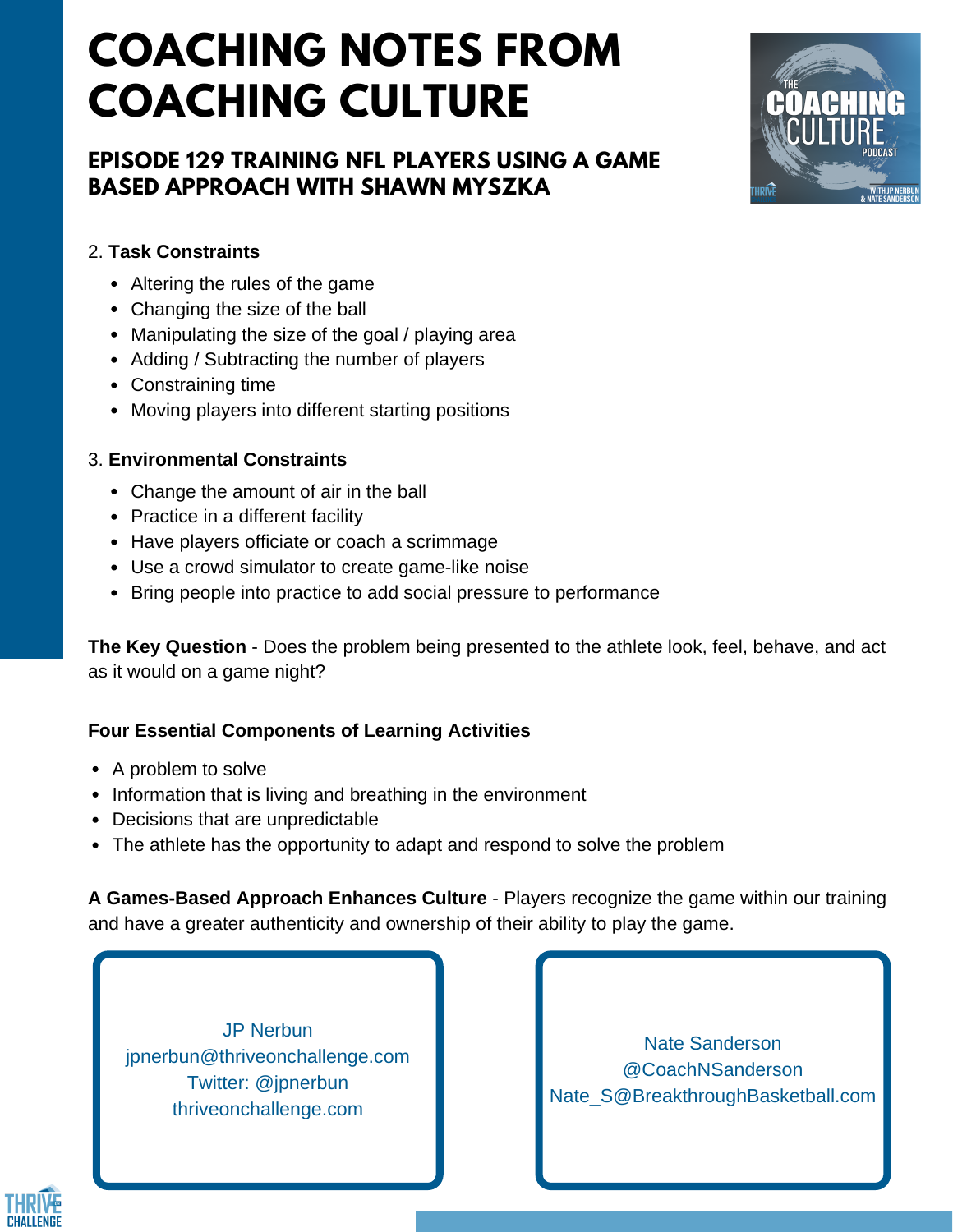# COACHING NOTES FROM COACHING CULTURE

## EPISODE 129 TRAINING NFL PLAYERS USING A GAME BASED APPROACH WITH SHAWN MYSZKA

2. **Task Constraints**
   - Altering the rules of the game
   - Changing the size of the ball
   - Manipulating the size of the goal / playing area
   - Adding / Subtracting the number of players
   - Constraining time
   - Moving players into different starting positions

3. **Environmental Constraints**
   - Change the amount of air in the ball
   - Practice in a different facility
   - Have players officiate or coach a scrimmage
   - Use a crowd simulator to create game-like noise
   - Bring people into practice to add social pressure to performance

**The Key Question** - Does the problem being presented to the athlete look, feel, behave, and act as it would on a game night?

**Four Essential Components of Learning Activities**

- A problem to solve
- Information that is living and breathing in the environment
- Decisions that are unpredictable
- The athlete has the opportunity to adapt and respond to solve the problem

**A Games-Based Approach Enhances Culture** - Players recognize the game within our training and have a greater authenticity and ownership of their ability to play the game.

JP Nerbun
jpnerbun@thriveonchallenge.com
Twitter: @jpnerbun
thriveonchallenge.com

Nate Sanderson
@CoachNSanderson
Nate_S@BreakthroughBasketball.com